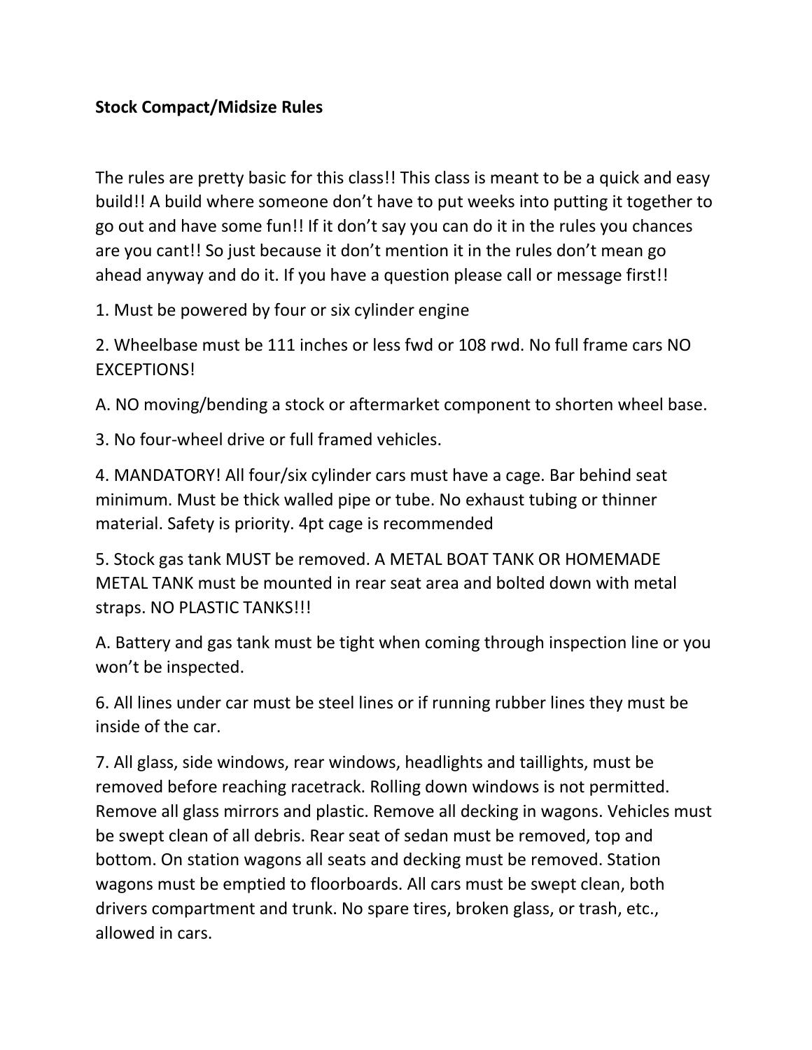**Stock Compact/Midsize Rules**

The rules are pretty basic for this class!! This class is meant to be a quick and easy build!! A build where someone don't have to put weeks into putting it together to go out and have some fun!! If it don't say you can do it in the rules you chances are you cant!! So just because it don't mention it in the rules don't mean go ahead anyway and do it. If you have a question please call or message first!!

1. Must be powered by four or six cylinder engine

2. Wheelbase must be 111 inches or less fwd or 108 rwd. No full frame cars NO EXCEPTIONS!

A. NO moving/bending a stock or aftermarket component to shorten wheel base.

3. No four-wheel drive or full framed vehicles.

4. MANDATORY! All four/six cylinder cars must have a cage. Bar behind seat minimum. Must be thick walled pipe or tube. No exhaust tubing or thinner material. Safety is priority. 4pt cage is recommended

5. Stock gas tank MUST be removed. A METAL BOAT TANK OR HOMEMADE METAL TANK must be mounted in rear seat area and bolted down with metal straps. NO PLASTIC TANKS!!!

A. Battery and gas tank must be tight when coming through inspection line or you won't be inspected.

6. All lines under car must be steel lines or if running rubber lines they must be inside of the car.

7. All glass, side windows, rear windows, headlights and taillights, must be removed before reaching racetrack. Rolling down windows is not permitted. Remove all glass mirrors and plastic. Remove all decking in wagons. Vehicles must be swept clean of all debris. Rear seat of sedan must be removed, top and bottom. On station wagons all seats and decking must be removed. Station wagons must be emptied to floorboards. All cars must be swept clean, both drivers compartment and trunk. No spare tires, broken glass, or trash, etc., allowed in cars.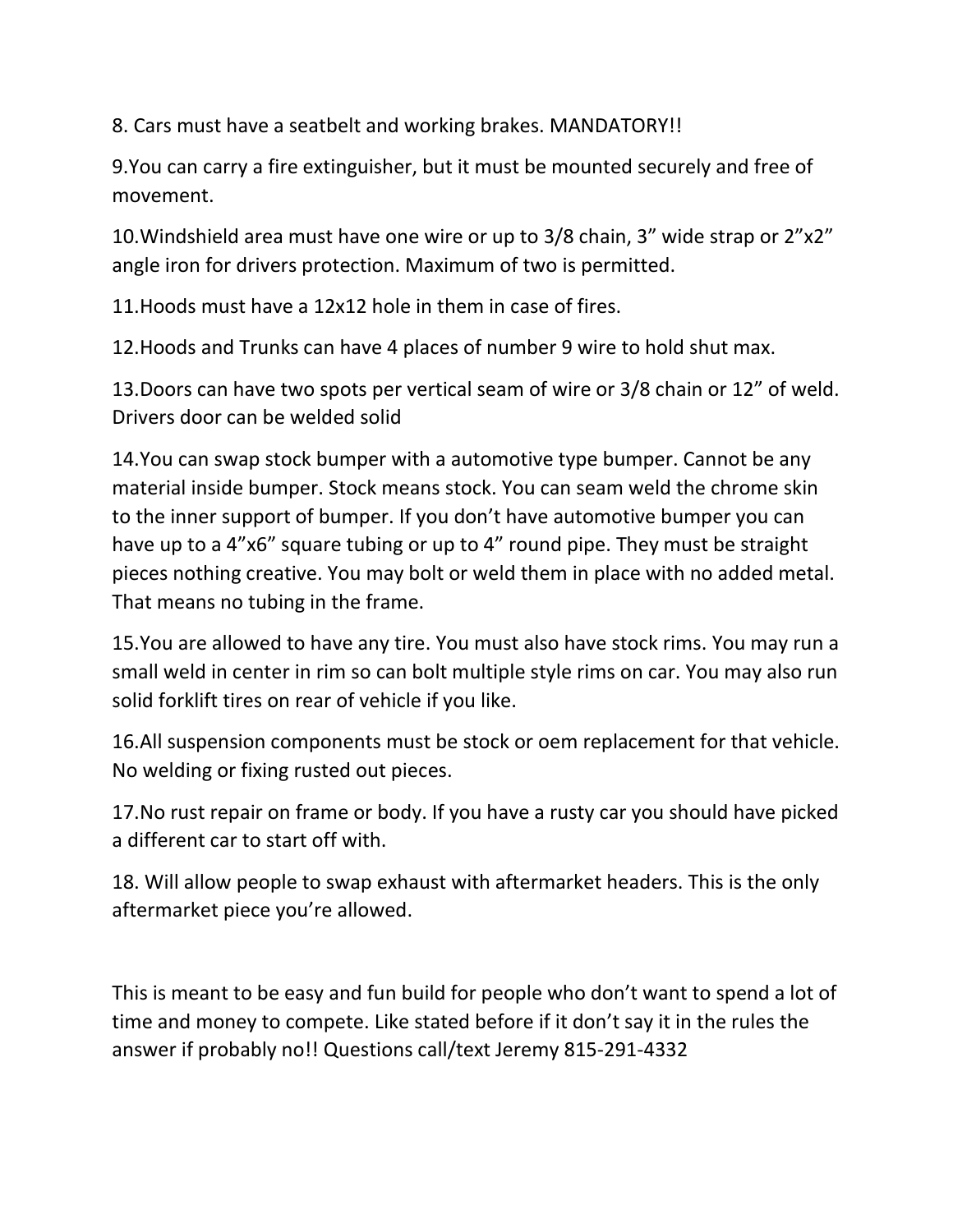8. Cars must have a seatbelt and working brakes. MANDATORY!!

9.You can carry a fire extinguisher, but it must be mounted securely and free of movement.

10.Windshield area must have one wire or up to 3/8 chain, 3" wide strap or 2"x2" angle iron for drivers protection. Maximum of two is permitted.

11.Hoods must have a 12x12 hole in them in case of fires.

12.Hoods and Trunks can have 4 places of number 9 wire to hold shut max.

13.Doors can have two spots per vertical seam of wire or 3/8 chain or 12" of weld. Drivers door can be welded solid

14.You can swap stock bumper with a automotive type bumper. Cannot be any material inside bumper. Stock means stock. You can seam weld the chrome skin to the inner support of bumper. If you don't have automotive bumper you can have up to a 4"x6" square tubing or up to 4" round pipe. They must be straight pieces nothing creative. You may bolt or weld them in place with no added metal. That means no tubing in the frame.

15.You are allowed to have any tire. You must also have stock rims. You may run a small weld in center in rim so can bolt multiple style rims on car. You may also run solid forklift tires on rear of vehicle if you like.

16.All suspension components must be stock or oem replacement for that vehicle. No welding or fixing rusted out pieces.

17.No rust repair on frame or body. If you have a rusty car you should have picked a different car to start off with.

18. Will allow people to swap exhaust with aftermarket headers. This is the only aftermarket piece you're allowed.

This is meant to be easy and fun build for people who don't want to spend a lot of time and money to compete. Like stated before if it don't say it in the rules the answer if probably no!! Questions call/text Jeremy 815-291-4332